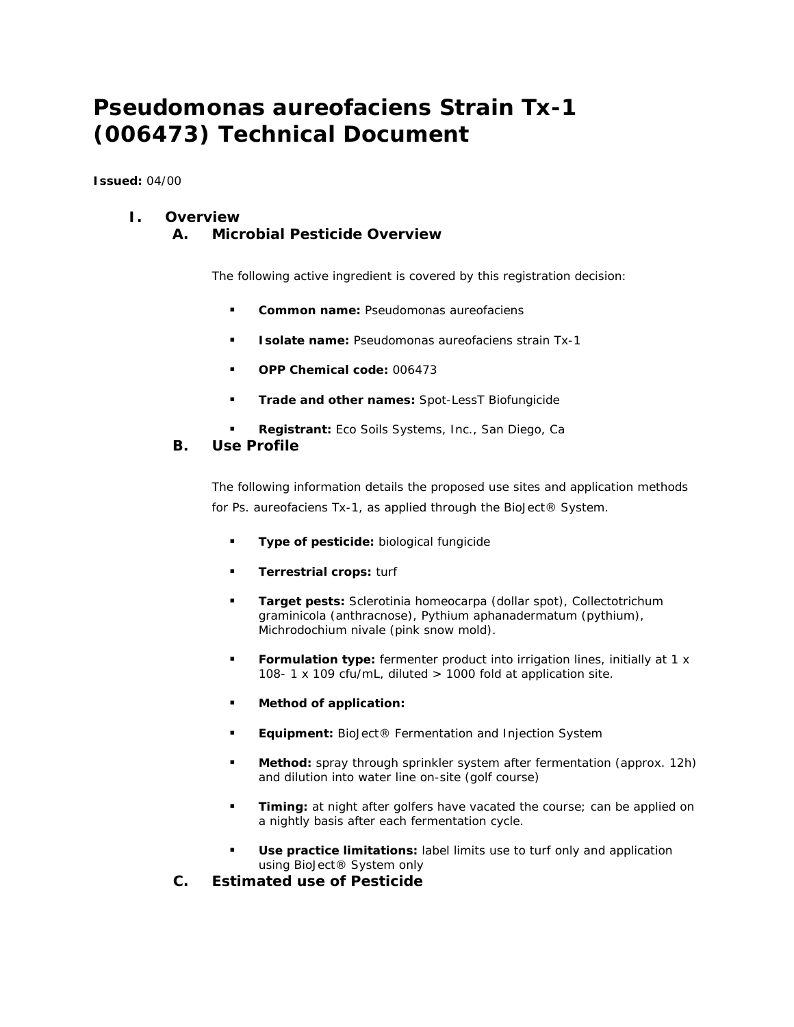# Pseudomonas aureofaciens Strain Tx-1 (006473) Technical Document

**Issued:** 04/00

## I. Overview

### A. Microbial Pesticide Overview

The following active ingredient is covered by this registration decision:

- **Common name:** Pseudomonas aureofaciens
- **Isolate name:** Pseudomonas aureofaciens strain Tx-1
- **OPP Chemical code:** 006473
- **Trade and other names:** Spot-LessT Biofungicide
- **Registrant:** Eco Soils Systems, Inc., San Diego, Ca

### B. Use Profile

The following information details the proposed use sites and application methods for Ps. aureofaciens Tx-1, as applied through the BioJect® System.

- **Type of pesticide:** biological fungicide
- **Terrestrial crops:** turf
- **Target pests:** Sclerotinia homeocarpa (dollar spot), Collectotrichum graminicola (anthracnose), Pythium aphanadermatum (pythium), Michrodochium nivale (pink snow mold).
- **Formulation type:** fermenter product into irrigation lines, initially at 1 x 108- 1 x 109 cfu/mL, diluted > 1000 fold at application site.
- **Method of application:**
- **Equipment:** BioJect® Fermentation and Injection System
- **Method:** spray through sprinkler system after fermentation (approx. 12h) and dilution into water line on-site (golf course)
- **Timing:** at night after golfers have vacated the course; can be applied on a nightly basis after each fermentation cycle.
- **Use practice limitations:** label limits use to turf only and application using BioJect® System only

### C. Estimated use of Pesticide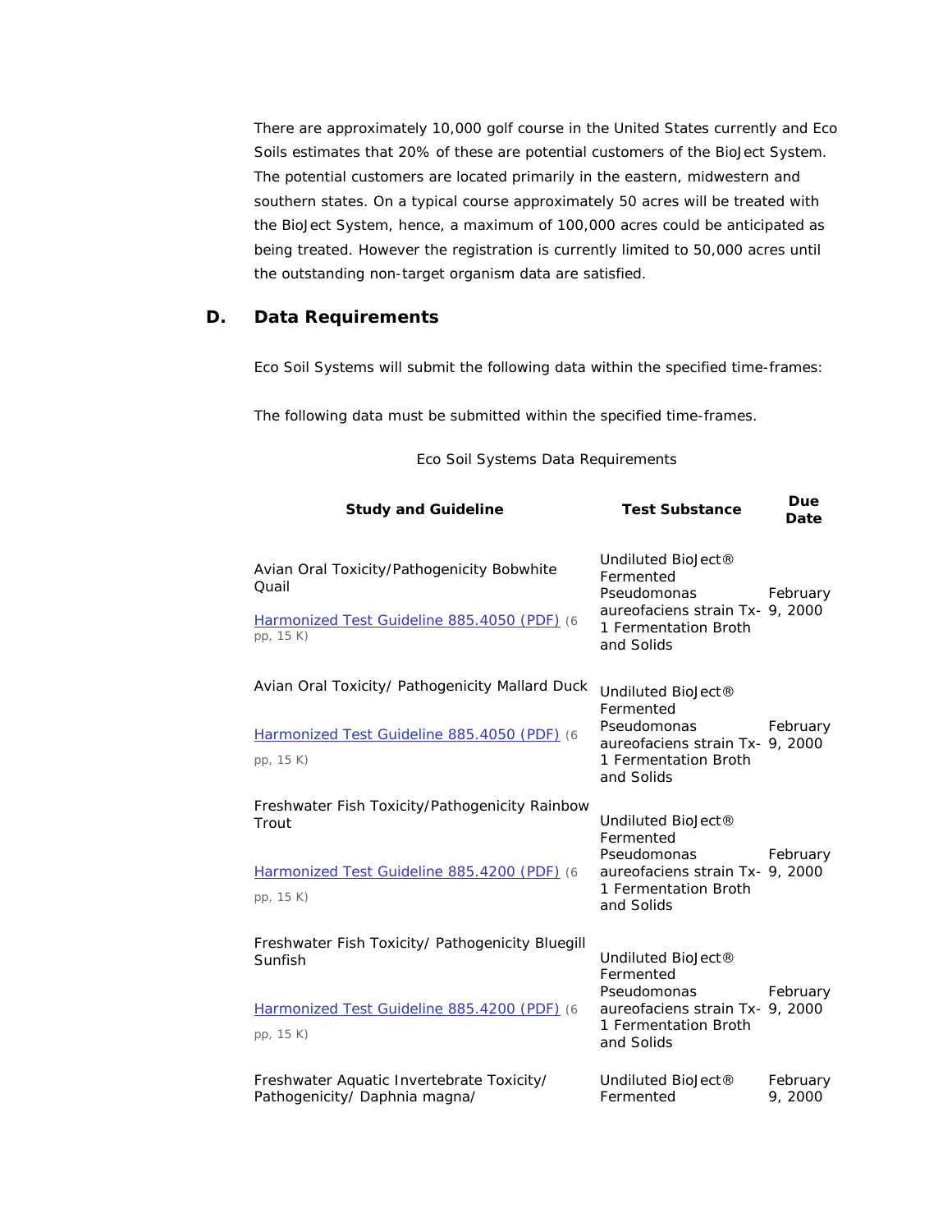There are approximately 10,000 golf course in the United States currently and Eco Soils estimates that 20% of these are potential customers of the BioJect System. The potential customers are located primarily in the eastern, midwestern and southern states. On a typical course approximately 50 acres will be treated with the BioJect System, hence, a maximum of 100,000 acres could be anticipated as being treated. However the registration is currently limited to 50,000 acres until the outstanding non-target organism data are satisfied.

## D. Data Requirements

Eco Soil Systems will submit the following data within the specified time-frames:

The following data must be submitted within the specified time-frames.

Eco Soil Systems Data Requirements

| Study and Guideline | Test Substance | Due Date |
|---|---|---|
| Avian Oral Toxicity/Pathogenicity Bobwhite Quail<br><br>Harmonized Test Guideline 885.4050 (PDF) (6 pp, 15 K) | Undiluted BioJect® Fermented Pseudomonas aureofaciens strain Tx-1 Fermentation Broth and Solids | February 9, 2000 |
| Avian Oral Toxicity/ Pathogenicity Mallard Duck<br><br>Harmonized Test Guideline 885.4050 (PDF) (6 pp, 15 K) | Undiluted BioJect® Fermented Pseudomonas aureofaciens strain Tx-1 Fermentation Broth and Solids | February 9, 2000 |
| Freshwater Fish Toxicity/Pathogenicity Rainbow Trout<br><br>Harmonized Test Guideline 885.4200 (PDF) (6 pp, 15 K) | Undiluted BioJect® Fermented Pseudomonas aureofaciens strain Tx-1 Fermentation Broth and Solids | February 9, 2000 |
| Freshwater Fish Toxicity/ Pathogenicity Bluegill Sunfish<br><br>Harmonized Test Guideline 885.4200 (PDF) (6 pp, 15 K) | Undiluted BioJect® Fermented Pseudomonas aureofaciens strain Tx-1 Fermentation Broth and Solids | February 9, 2000 |
| Freshwater Aquatic Invertebrate Toxicity/ Pathogenicity/ Daphnia magna/ | Undiluted BioJect® Fermented | February 9, 2000 |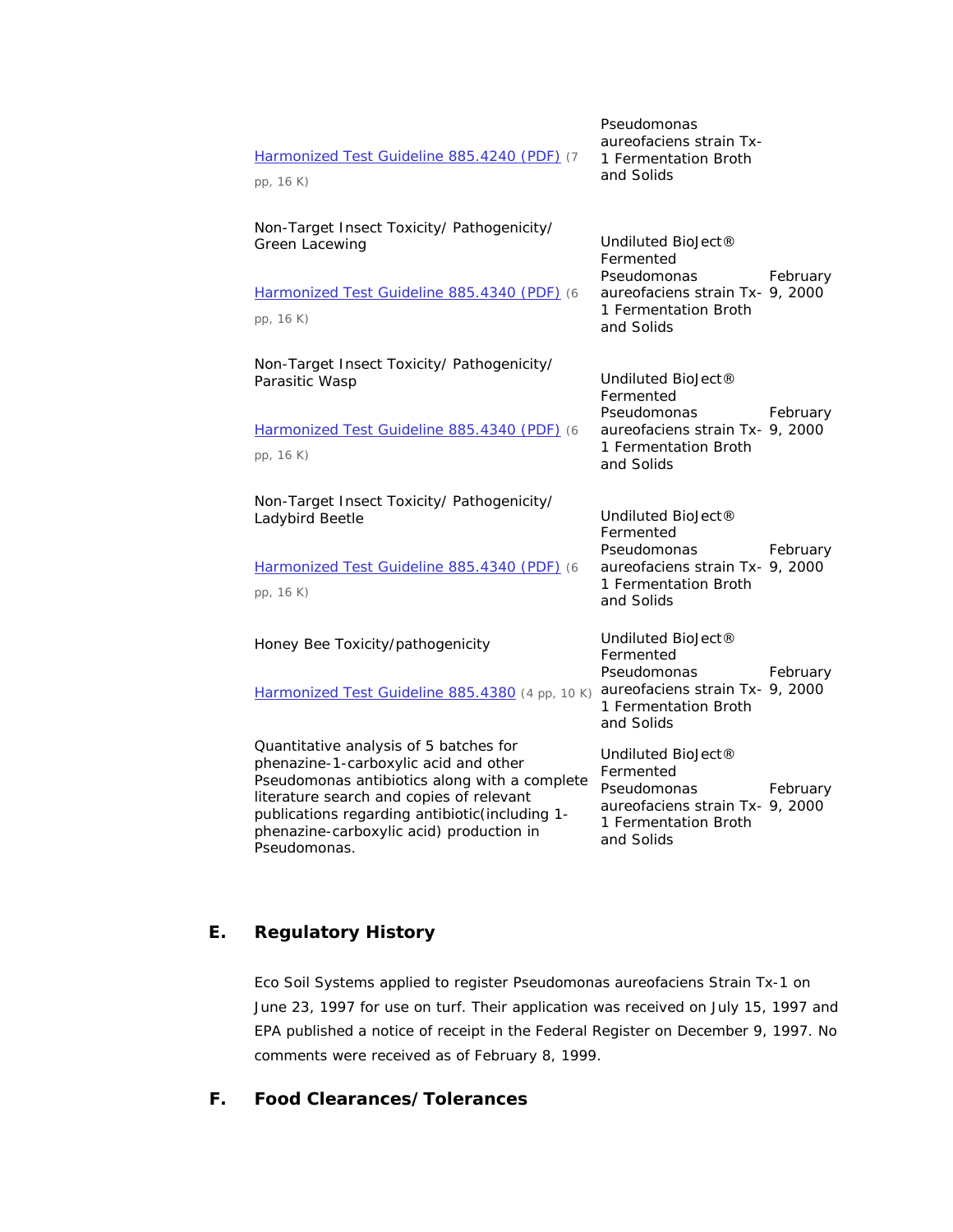| | | |
|---|---|---|
| Harmonized Test Guideline 885.4240 (PDF) (7 pp, 16 K) | Pseudomonas aureofaciens strain Tx-1 Fermentation Broth and Solids | |
| Non-Target Insect Toxicity/ Pathogenicity/ Green Lacewing<br><br>Harmonized Test Guideline 885.4340 (PDF) (6 pp, 16 K) | Undiluted BioJect® Fermented Pseudomonas aureofaciens strain Tx-1 Fermentation Broth and Solids | February 9, 2000 |
| Non-Target Insect Toxicity/ Pathogenicity/ Parasitic Wasp<br><br>Harmonized Test Guideline 885.4340 (PDF) (6 pp, 16 K) | Undiluted BioJect® Fermented Pseudomonas aureofaciens strain Tx-1 Fermentation Broth and Solids | February 9, 2000 |
| Non-Target Insect Toxicity/ Pathogenicity/ Ladybird Beetle<br><br>Harmonized Test Guideline 885.4340 (PDF) (6 pp, 16 K) | Undiluted BioJect® Fermented Pseudomonas aureofaciens strain Tx-1 Fermentation Broth and Solids | February 9, 2000 |
| Honey Bee Toxicity/pathogenicity<br><br>Harmonized Test Guideline 885.4380 (4 pp, 10 K) | Undiluted BioJect® Fermented Pseudomonas aureofaciens strain Tx-1 Fermentation Broth and Solids | February 9, 2000 |
| Quantitative analysis of 5 batches for phenazine-1-carboxylic acid and other Pseudomonas antibiotics along with a complete literature search and copies of relevant publications regarding antibiotic(including 1-phenazine-carboxylic acid) production in Pseudomonas. | Undiluted BioJect® Fermented Pseudomonas aureofaciens strain Tx-1 Fermentation Broth and Solids | February 9, 2000 |

## E. Regulatory History

Eco Soil Systems applied to register Pseudomonas aureofaciens Strain Tx-1 on June 23, 1997 for use on turf. Their application was received on July 15, 1997 and EPA published a notice of receipt in the Federal Register on December 9, 1997. No comments were received as of February 8, 1999.

## F. Food Clearances/Tolerances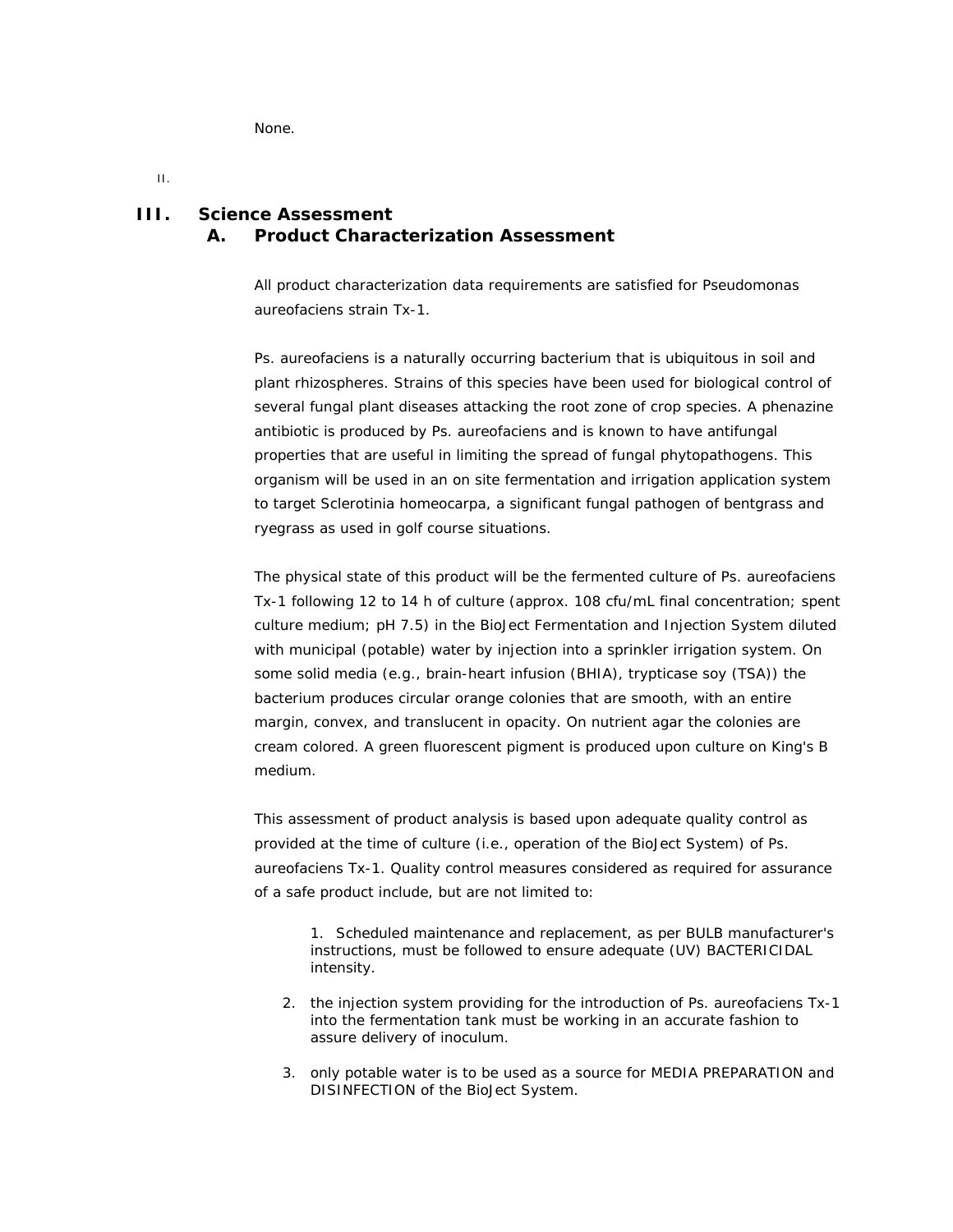None.

II.

# III. Science Assessment

## A. Product Characterization Assessment

All product characterization data requirements are satisfied for Pseudomonas aureofaciens strain Tx-1.

Ps. aureofaciens is a naturally occurring bacterium that is ubiquitous in soil and plant rhizospheres. Strains of this species have been used for biological control of several fungal plant diseases attacking the root zone of crop species. A phenazine antibiotic is produced by Ps. aureofaciens and is known to have antifungal properties that are useful in limiting the spread of fungal phytopathogens. This organism will be used in an on site fermentation and irrigation application system to target Sclerotinia homeocarpa, a significant fungal pathogen of bentgrass and ryegrass as used in golf course situations.

The physical state of this product will be the fermented culture of Ps. aureofaciens Tx-1 following 12 to 14 h of culture (approx. 108 cfu/mL final concentration; spent culture medium; pH 7.5) in the BioJect Fermentation and Injection System diluted with municipal (potable) water by injection into a sprinkler irrigation system. On some solid media (e.g., brain-heart infusion (BHIA), trypticase soy (TSA)) the bacterium produces circular orange colonies that are smooth, with an entire margin, convex, and translucent in opacity. On nutrient agar the colonies are cream colored. A green fluorescent pigment is produced upon culture on King's B medium.

This assessment of product analysis is based upon adequate quality control as provided at the time of culture (i.e., operation of the BioJect System) of Ps. aureofaciens Tx-1. Quality control measures considered as required for assurance of a safe product include, but are not limited to:

1. Scheduled maintenance and replacement, as per BULB manufacturer's instructions, must be followed to ensure adequate (UV) BACTERICIDAL intensity.
2. the injection system providing for the introduction of Ps. aureofaciens Tx-1 into the fermentation tank must be working in an accurate fashion to assure delivery of inoculum.
3. only potable water is to be used as a source for MEDIA PREPARATION and DISINFECTION of the BioJect System.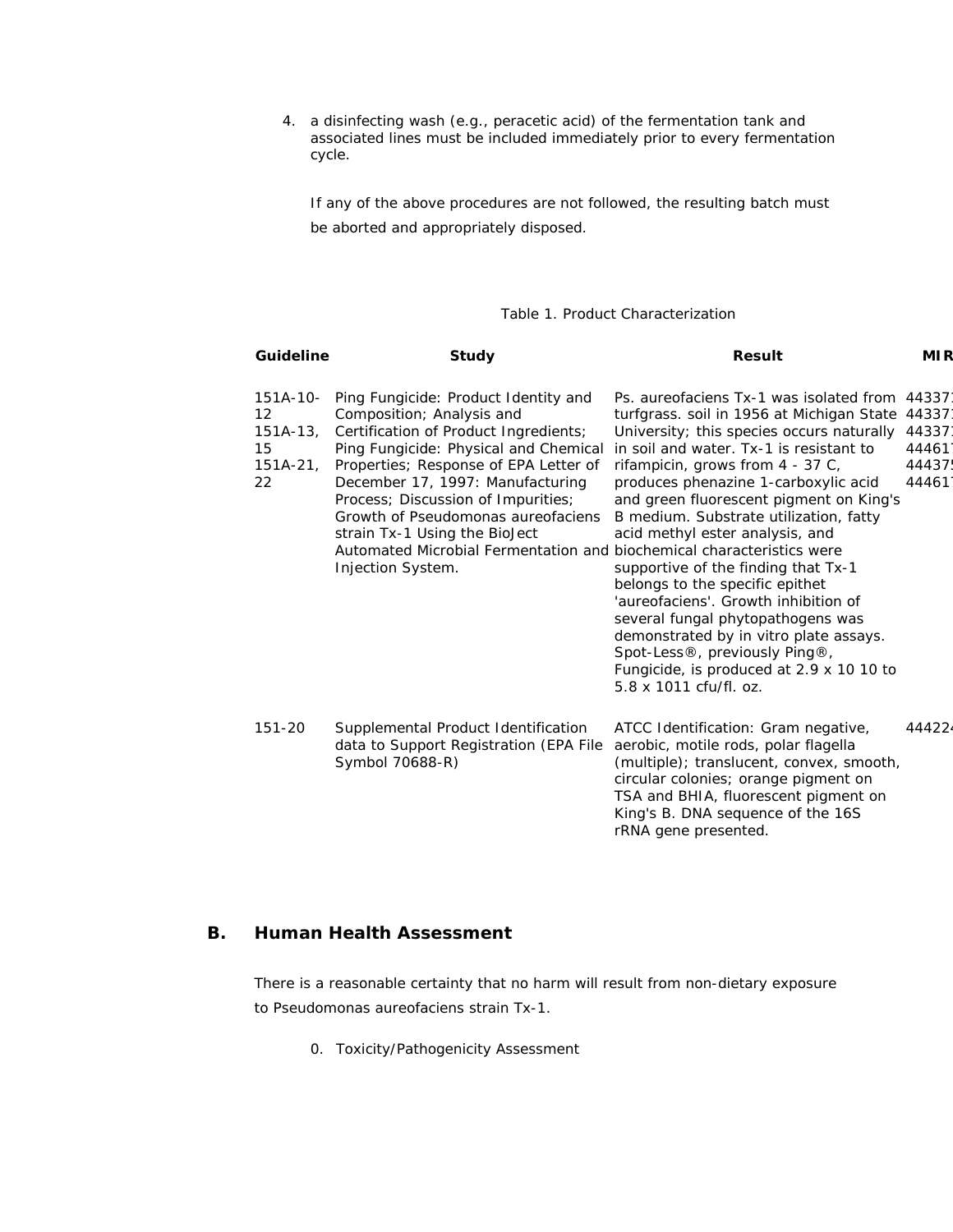4. a disinfecting wash (e.g., peracetic acid) of the fermentation tank and associated lines must be included immediately prior to every fermentation cycle.

   If any of the above procedures are not followed, the resulting batch must be aborted and appropriately disposed.

Table 1. Product Characterization

| Guideline | Study | Result | MIR |
|---|---|---|---|
| 151A-10-12<br>151A-13, 15<br>151A-21, 22 | Ping Fungicide: Product Identity and Composition; Analysis and Certification of Product Ingredients; Ping Fungicide: Physical and Chemical Properties; Response of EPA Letter of December 17, 1997: Manufacturing Process; Discussion of Impurities; Growth of Pseudomonas aureofaciens strain Tx-1 Using the BioJect Automated Microbial Fermentation and Injection System. | Ps. aureofaciens Tx-1 was isolated from turfgrass. soil in 1956 at Michigan State University; this species occurs naturally in soil and water. Tx-1 is resistant to rifampicin, grows from 4 - 37 C, produces phenazine 1-carboxylic acid and green fluorescent pigment on King's B medium. Substrate utilization, fatty acid methyl ester analysis, and biochemical characteristics were supportive of the finding that Tx-1 belongs to the specific epithet 'aureofaciens'. Growth inhibition of several fungal phytopathogens was demonstrated by in vitro plate assays. Spot-Less®, previously Ping®, Fungicide, is produced at 2.9 x 10 10 to 5.8 x 1011 cfu/fl. oz. | 44337<br>44337<br>44337<br>44461<br>44437<br>44461 |
| 151-20 | Supplemental Product Identification data to Support Registration (EPA File Symbol 70688-R) | ATCC Identification: Gram negative, aerobic, motile rods, polar flagella (multiple); translucent, convex, smooth, circular colonies; orange pigment on TSA and BHIA, fluorescent pigment on King's B. DNA sequence of the 16S rRNA gene presented. | 44422 |

## B. Human Health Assessment

There is a reasonable certainty that no harm will result from non-dietary exposure to Pseudomonas aureofaciens strain Tx-1.

0. Toxicity/Pathogenicity Assessment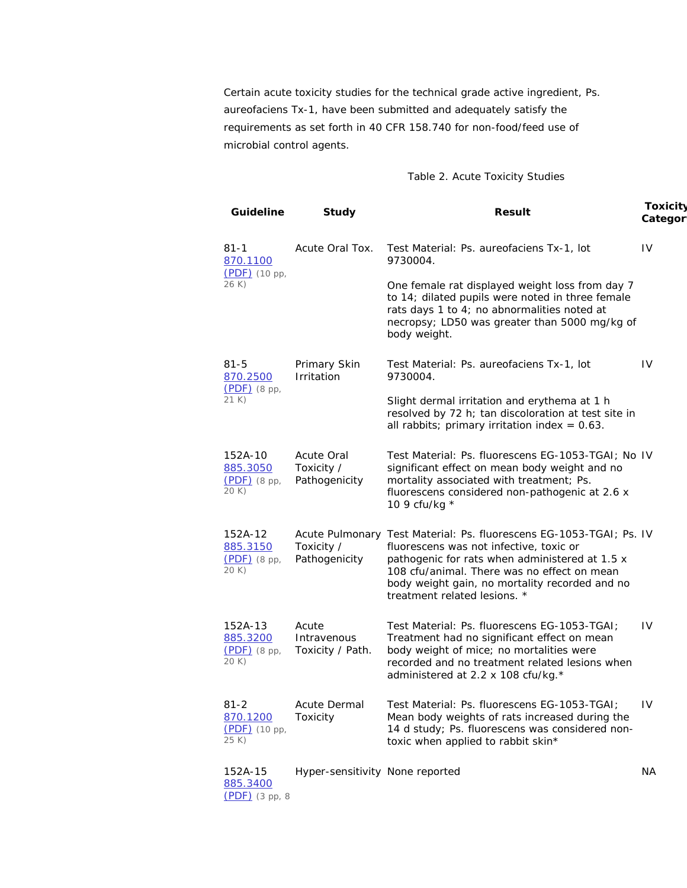Certain acute toxicity studies for the technical grade active ingredient, Ps. aureofaciens Tx-1, have been submitted and adequately satisfy the requirements as set forth in 40 CFR 158.740 for non-food/feed use of microbial control agents.

Table 2. Acute Toxicity Studies

| Guideline | Study | Result | Toxicity Category |
|---|---|---|---|
| 81-1 870.1100 (PDF) (10 pp, 26 K) | Acute Oral Tox. | Test Material: Ps. aureofaciens Tx-1, lot 9730004. One female rat displayed weight loss from day 7 to 14; dilated pupils were noted in three female rats days 1 to 4; no abnormalities noted at necropsy; LD50 was greater than 5000 mg/kg of body weight. | IV |
| 81-5 870.2500 (PDF) (8 pp, 21 K) | Primary Skin Irritation | Test Material: Ps. aureofaciens Tx-1, lot 9730004. Slight dermal irritation and erythema at 1 h resolved by 72 h; tan discoloration at test site in all rabbits; primary irritation index = 0.63. | IV |
| 152A-10 885.3050 (PDF) (8 pp, 20 K) | Acute Oral Toxicity / Pathogenicity | Test Material: Ps. fluorescens EG-1053-TGAI; No significant effect on mean body weight and no mortality associated with treatment; Ps. fluorescens considered non-pathogenic at 2.6 x 10 9 cfu/kg * | IV |
| 152A-12 885.3150 (PDF) (8 pp, 20 K) | Acute Pulmonary Toxicity / Pathogenicity | Test Material: Ps. fluorescens EG-1053-TGAI; Ps. fluorescens was not infective, toxic or pathogenic for rats when administered at 1.5 x 108 cfu/animal. There was no effect on mean body weight gain, no mortality recorded and no treatment related lesions. * | IV |
| 152A-13 885.3200 (PDF) (8 pp, 20 K) | Acute Intravenous Toxicity / Path. | Test Material: Ps. fluorescens EG-1053-TGAI; Treatment had no significant effect on mean body weight of mice; no mortalities were recorded and no treatment related lesions when administered at 2.2 x 108 cfu/kg.* | IV |
| 81-2 870.1200 (PDF) (10 pp, 25 K) | Acute Dermal Toxicity | Test Material: Ps. fluorescens EG-1053-TGAI; Mean body weights of rats increased during the 14 d study; Ps. fluorescens was considered non-toxic when applied to rabbit skin* | IV |
| 152A-15 885.3400 (PDF) (3 pp, 8 | Hyper-sensitivity | None reported | NA |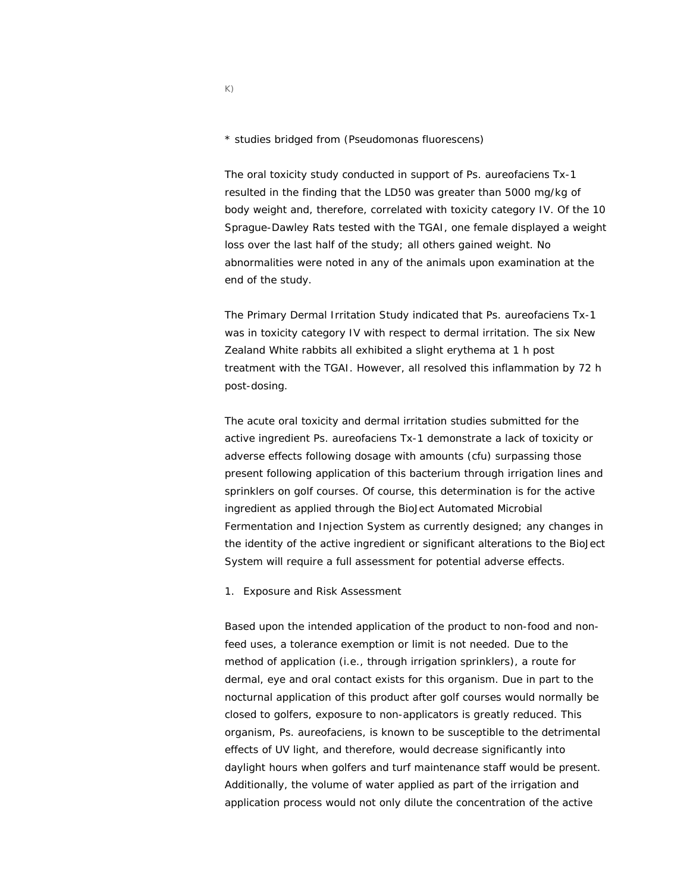K)

* studies bridged from (Pseudomonas fluorescens)

The oral toxicity study conducted in support of Ps. aureofaciens Tx-1 resulted in the finding that the LD50 was greater than 5000 mg/kg of body weight and, therefore, correlated with toxicity category IV. Of the 10 Sprague-Dawley Rats tested with the TGAI, one female displayed a weight loss over the last half of the study; all others gained weight. No abnormalities were noted in any of the animals upon examination at the end of the study.

The Primary Dermal Irritation Study indicated that Ps. aureofaciens Tx-1 was in toxicity category IV with respect to dermal irritation. The six New Zealand White rabbits all exhibited a slight erythema at 1 h post treatment with the TGAI. However, all resolved this inflammation by 72 h post-dosing.

The acute oral toxicity and dermal irritation studies submitted for the active ingredient Ps. aureofaciens Tx-1 demonstrate a lack of toxicity or adverse effects following dosage with amounts (cfu) surpassing those present following application of this bacterium through irrigation lines and sprinklers on golf courses. Of course, this determination is for the active ingredient as applied through the BioJect Automated Microbial Fermentation and Injection System as currently designed; any changes in the identity of the active ingredient or significant alterations to the BioJect System will require a full assessment for potential adverse effects.

1. Exposure and Risk Assessment

Based upon the intended application of the product to non-food and non-feed uses, a tolerance exemption or limit is not needed. Due to the method of application (i.e., through irrigation sprinklers), a route for dermal, eye and oral contact exists for this organism. Due in part to the nocturnal application of this product after golf courses would normally be closed to golfers, exposure to non-applicators is greatly reduced. This organism, Ps. aureofaciens, is known to be susceptible to the detrimental effects of UV light, and therefore, would decrease significantly into daylight hours when golfers and turf maintenance staff would be present. Additionally, the volume of water applied as part of the irrigation and application process would not only dilute the concentration of the active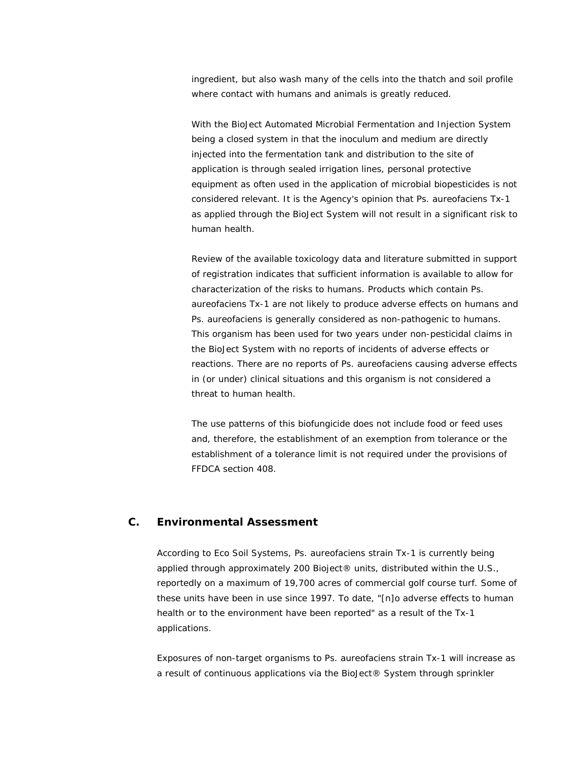ingredient, but also wash many of the cells into the thatch and soil profile where contact with humans and animals is greatly reduced.

With the BioJect Automated Microbial Fermentation and Injection System being a closed system in that the inoculum and medium are directly injected into the fermentation tank and distribution to the site of application is through sealed irrigation lines, personal protective equipment as often used in the application of microbial biopesticides is not considered relevant. It is the Agency's opinion that Ps. aureofaciens Tx-1 as applied through the BioJect System will not result in a significant risk to human health.

Review of the available toxicology data and literature submitted in support of registration indicates that sufficient information is available to allow for characterization of the risks to humans. Products which contain Ps. aureofaciens Tx-1 are not likely to produce adverse effects on humans and Ps. aureofaciens is generally considered as non-pathogenic to humans. This organism has been used for two years under non-pesticidal claims in the BioJect System with no reports of incidents of adverse effects or reactions. There are no reports of Ps. aureofaciens causing adverse effects in (or under) clinical situations and this organism is not considered a threat to human health.

The use patterns of this biofungicide does not include food or feed uses and, therefore, the establishment of an exemption from tolerance or the establishment of a tolerance limit is not required under the provisions of FFDCA section 408.

## C. Environmental Assessment

According to Eco Soil Systems, Ps. aureofaciens strain Tx-1 is currently being applied through approximately 200 Bioject® units, distributed within the U.S., reportedly on a maximum of 19,700 acres of commercial golf course turf. Some of these units have been in use since 1997. To date, "[n]o adverse effects to human health or to the environment have been reported" as a result of the Tx-1 applications.

Exposures of non-target organisms to Ps. aureofaciens strain Tx-1 will increase as a result of continuous applications via the BioJect® System through sprinkler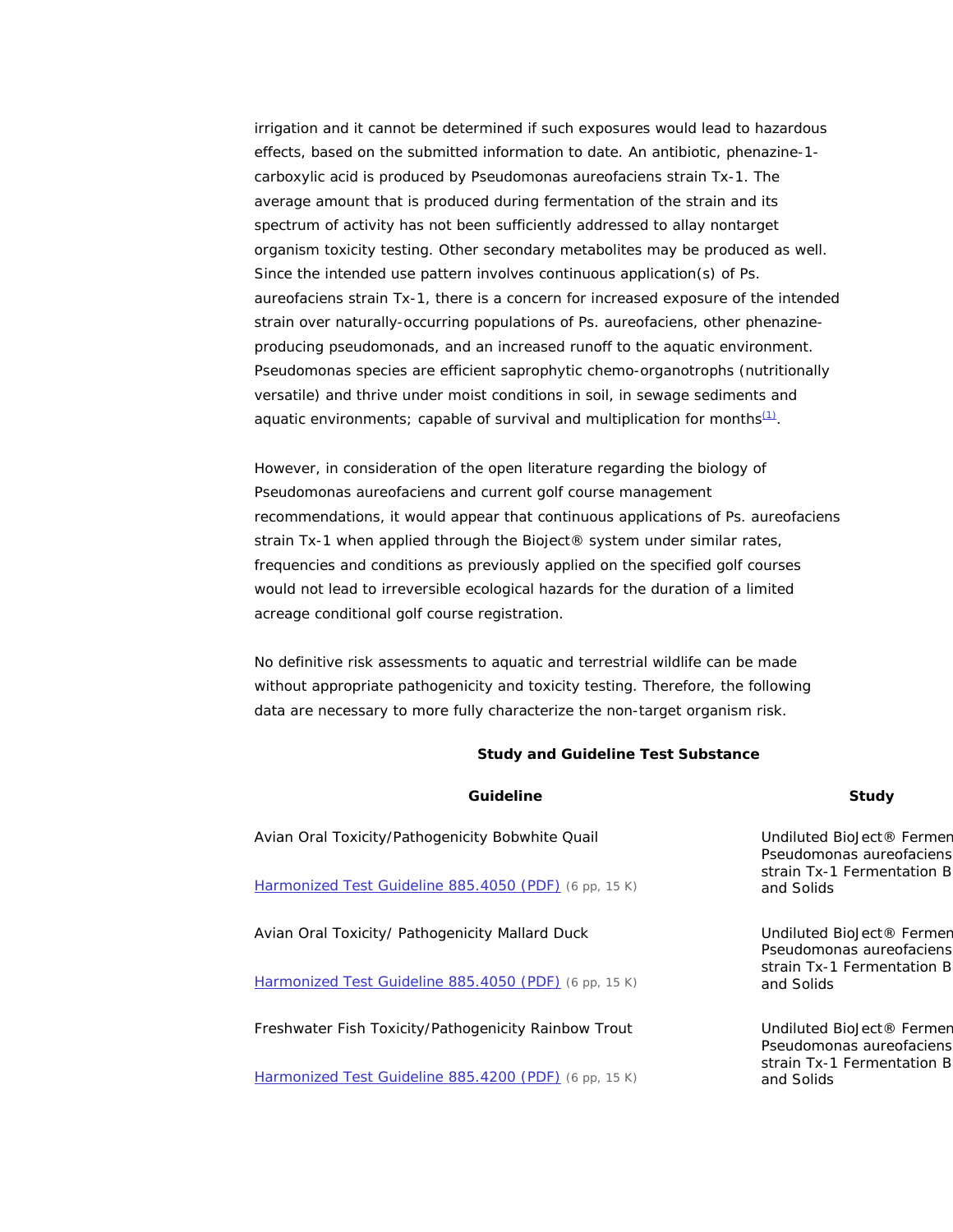irrigation and it cannot be determined if such exposures would lead to hazardous effects, based on the submitted information to date. An antibiotic, phenazine-1-carboxylic acid is produced by Pseudomonas aureofaciens strain Tx-1. The average amount that is produced during fermentation of the strain and its spectrum of activity has not been sufficiently addressed to allay nontarget organism toxicity testing. Other secondary metabolites may be produced as well. Since the intended use pattern involves continuous application(s) of Ps. aureofaciens strain Tx-1, there is a concern for increased exposure of the intended strain over naturally-occurring populations of Ps. aureofaciens, other phenazine-producing pseudomonads, and an increased runoff to the aquatic environment. Pseudomonas species are efficient saprophytic chemo-organotrophs (nutritionally versatile) and thrive under moist conditions in soil, in sewage sediments and aquatic environments; capable of survival and multiplication for months[(1)].

However, in consideration of the open literature regarding the biology of Pseudomonas aureofaciens and current golf course management recommendations, it would appear that continuous applications of Ps. aureofaciens strain Tx-1 when applied through the Bioject® system under similar rates, frequencies and conditions as previously applied on the specified golf courses would not lead to irreversible ecological hazards for the duration of a limited acreage conditional golf course registration.

No definitive risk assessments to aquatic and terrestrial wildlife can be made without appropriate pathogenicity and toxicity testing. Therefore, the following data are necessary to more fully characterize the non-target organism risk.

**Study and Guideline Test Substance**

| Guideline | Study |
|---|---|
| Avian Oral Toxicity/Pathogenicity Bobwhite Quail<br><br>Harmonized Test Guideline 885.4050 (PDF) (6 pp, 15 K) | Undiluted BioJect® Fermen Pseudomonas aureofaciens strain Tx-1 Fermentation B and Solids |
| Avian Oral Toxicity/ Pathogenicity Mallard Duck<br><br>Harmonized Test Guideline 885.4050 (PDF) (6 pp, 15 K) | Undiluted BioJect® Fermen Pseudomonas aureofaciens strain Tx-1 Fermentation B and Solids |
| Freshwater Fish Toxicity/Pathogenicity Rainbow Trout<br><br>Harmonized Test Guideline 885.4200 (PDF) (6 pp, 15 K) | Undiluted BioJect® Fermen Pseudomonas aureofaciens strain Tx-1 Fermentation B and Solids |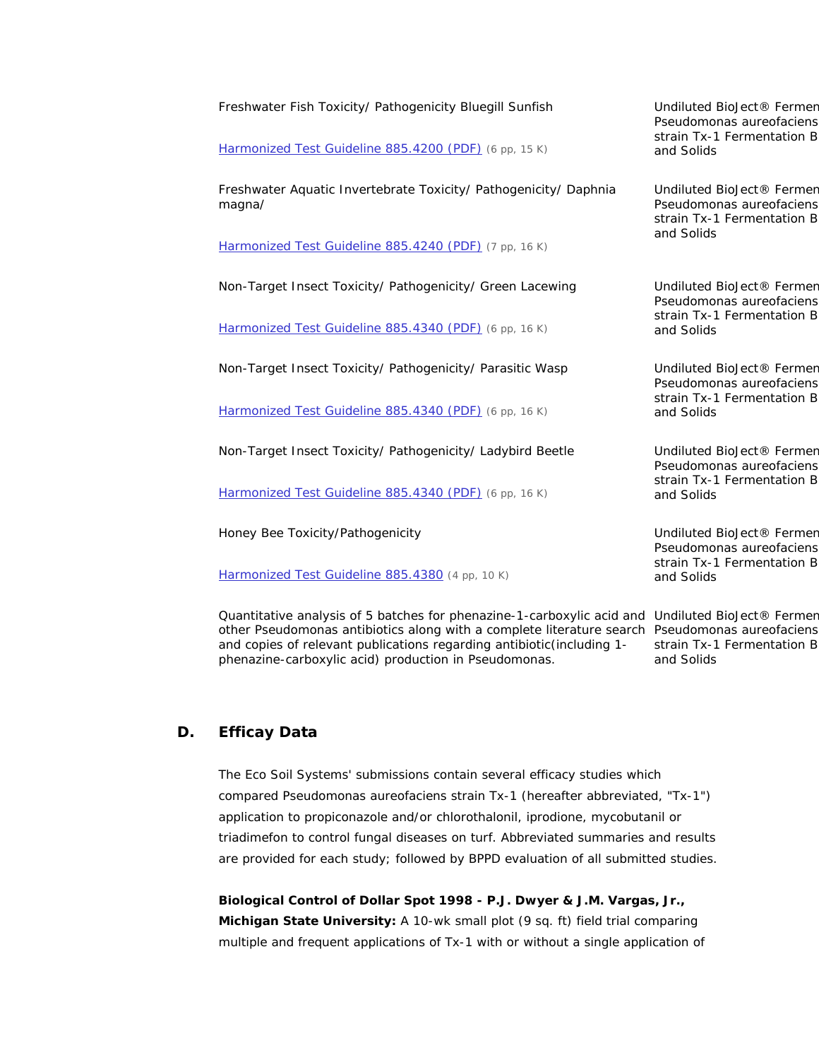| | |
|---|---|
| Freshwater Fish Toxicity/ Pathogenicity Bluegill Sunfish<br><br>Harmonized Test Guideline 885.4200 (PDF) (6 pp, 15 K) | Undiluted BioJect® Fermen Pseudomonas aureofaciens strain Tx-1 Fermentation B and Solids |
| Freshwater Aquatic Invertebrate Toxicity/ Pathogenicity/ Daphnia magna/<br><br>Harmonized Test Guideline 885.4240 (PDF) (7 pp, 16 K) | Undiluted BioJect® Fermen Pseudomonas aureofaciens strain Tx-1 Fermentation B and Solids |
| Non-Target Insect Toxicity/ Pathogenicity/ Green Lacewing<br><br>Harmonized Test Guideline 885.4340 (PDF) (6 pp, 16 K) | Undiluted BioJect® Fermen Pseudomonas aureofaciens strain Tx-1 Fermentation B and Solids |
| Non-Target Insect Toxicity/ Pathogenicity/ Parasitic Wasp<br><br>Harmonized Test Guideline 885.4340 (PDF) (6 pp, 16 K) | Undiluted BioJect® Fermen Pseudomonas aureofaciens strain Tx-1 Fermentation B and Solids |
| Non-Target Insect Toxicity/ Pathogenicity/ Ladybird Beetle<br><br>Harmonized Test Guideline 885.4340 (PDF) (6 pp, 16 K) | Undiluted BioJect® Fermen Pseudomonas aureofaciens strain Tx-1 Fermentation B and Solids |
| Honey Bee Toxicity/Pathogenicity<br><br>Harmonized Test Guideline 885.4380 (4 pp, 10 K) | Undiluted BioJect® Fermen Pseudomonas aureofaciens strain Tx-1 Fermentation B and Solids |
| Quantitative analysis of 5 batches for phenazine-1-carboxylic acid and other Pseudomonas antibiotics along with a complete literature search and copies of relevant publications regarding antibiotic(including 1-phenazine-carboxylic acid) production in Pseudomonas. | Undiluted BioJect® Fermen Pseudomonas aureofaciens strain Tx-1 Fermentation B and Solids |

## D. Efficay Data

The Eco Soil Systems' submissions contain several efficacy studies which compared Pseudomonas aureofaciens strain Tx-1 (hereafter abbreviated, "Tx-1") application to propiconazole and/or chlorothalonil, iprodione, mycobutanil or triadimefon to control fungal diseases on turf. Abbreviated summaries and results are provided for each study; followed by BPPD evaluation of all submitted studies.

**Biological Control of Dollar Spot 1998 - P.J. Dwyer & J.M. Vargas, Jr., Michigan State University:** A 10-wk small plot (9 sq. ft) field trial comparing multiple and frequent applications of Tx-1 with or without a single application of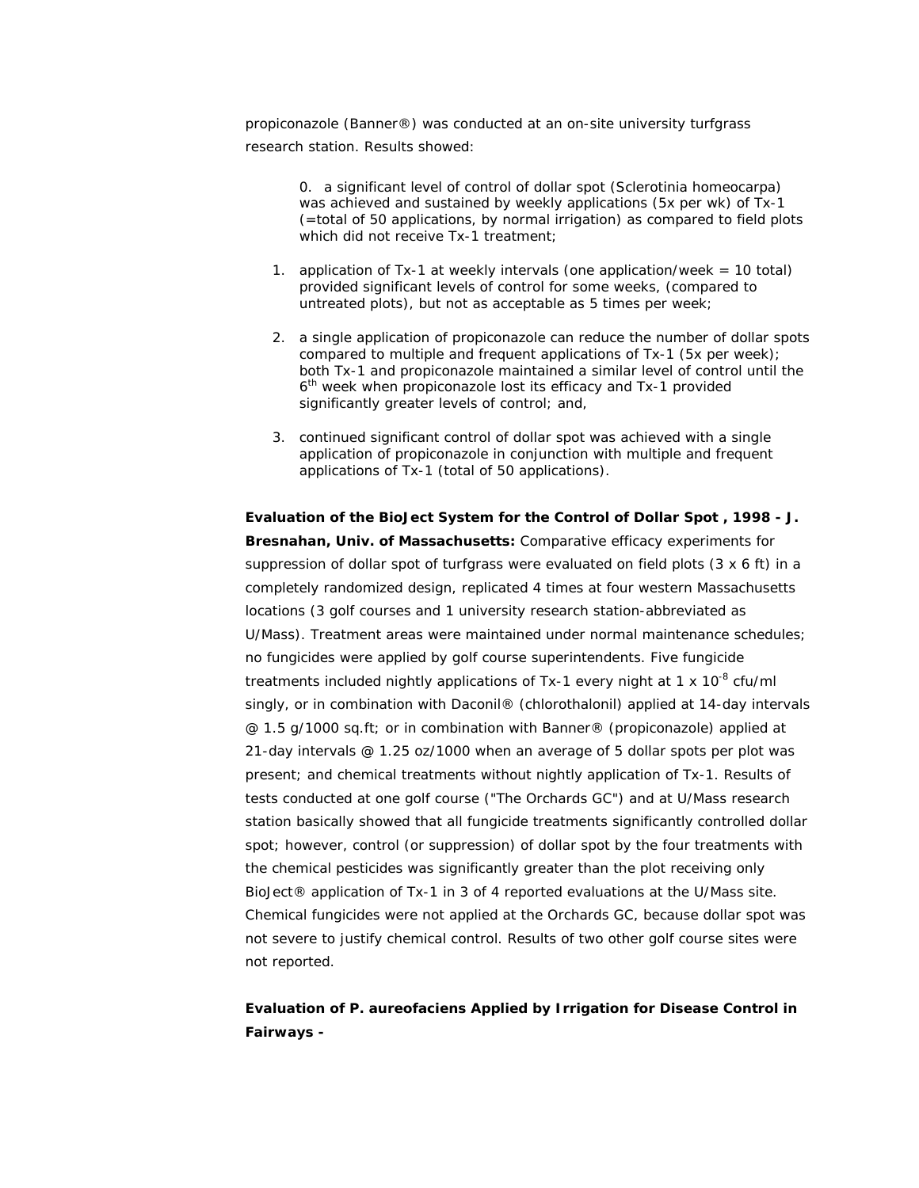propiconazole (Banner®) was conducted at an on-site university turfgrass research station. Results showed:

0. a significant level of control of dollar spot (Sclerotinia homeocarpa) was achieved and sustained by weekly applications (5x per wk) of Tx-1 (=total of 50 applications, by normal irrigation) as compared to field plots which did not receive Tx-1 treatment;
1. application of Tx-1 at weekly intervals (one application/week = 10 total) provided significant levels of control for some weeks, (compared to untreated plots), but not as acceptable as 5 times per week;
2. a single application of propiconazole can reduce the number of dollar spots compared to multiple and frequent applications of Tx-1 (5x per week); both Tx-1 and propiconazole maintained a similar level of control until the 6th week when propiconazole lost its efficacy and Tx-1 provided significantly greater levels of control; and,
3. continued significant control of dollar spot was achieved with a single application of propiconazole in conjunction with multiple and frequent applications of Tx-1 (total of 50 applications).

**Evaluation of the BioJect System for the Control of Dollar Spot , 1998 - J. Bresnahan, Univ. of Massachusetts:** Comparative efficacy experiments for suppression of dollar spot of turfgrass were evaluated on field plots (3 x 6 ft) in a completely randomized design, replicated 4 times at four western Massachusetts locations (3 golf courses and 1 university research station-abbreviated as U/Mass). Treatment areas were maintained under normal maintenance schedules; no fungicides were applied by golf course superintendents. Five fungicide treatments included nightly applications of Tx-1 every night at $1 \times 10^{-8}$ cfu/ml singly, or in combination with Daconil® (chlorothalonil) applied at 14-day intervals @ 1.5 g/1000 sq.ft; or in combination with Banner® (propiconazole) applied at 21-day intervals @ 1.25 oz/1000 when an average of 5 dollar spots per plot was present; and chemical treatments without nightly application of Tx-1. Results of tests conducted at one golf course ("The Orchards GC") and at U/Mass research station basically showed that all fungicide treatments significantly controlled dollar spot; however, control (or suppression) of dollar spot by the four treatments with the chemical pesticides was significantly greater than the plot receiving only BioJect® application of Tx-1 in 3 of 4 reported evaluations at the U/Mass site. Chemical fungicides were not applied at the Orchards GC, because dollar spot was not severe to justify chemical control. Results of two other golf course sites were not reported.

**Evaluation of P. aureofaciens Applied by Irrigation for Disease Control in Fairways -**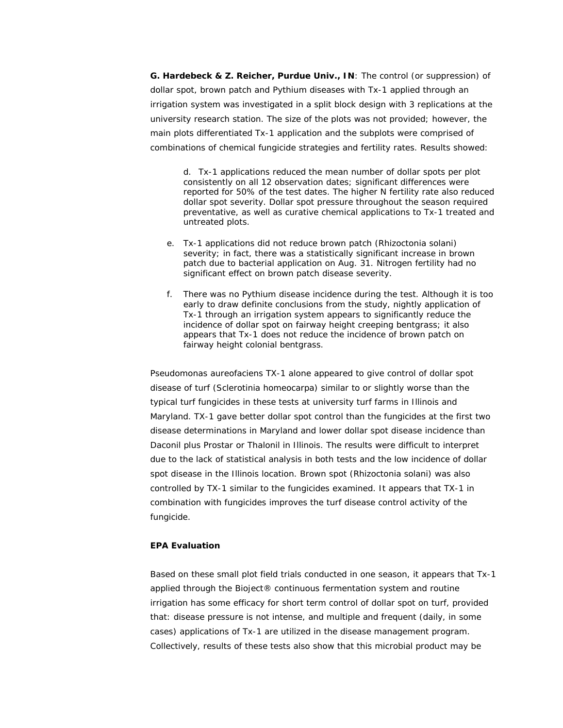**G. Hardebeck & Z. Reicher, Purdue Univ., IN**: The control (or suppression) of dollar spot, brown patch and Pythium diseases with Tx-1 applied through an irrigation system was investigated in a split block design with 3 replications at the university research station. The size of the plots was not provided; however, the main plots differentiated Tx-1 application and the subplots were comprised of combinations of chemical fungicide strategies and fertility rates. Results showed:

d. Tx-1 applications reduced the mean number of dollar spots per plot consistently on all 12 observation dates; significant differences were reported for 50% of the test dates. The higher N fertility rate also reduced dollar spot severity. Dollar spot pressure throughout the season required preventative, as well as curative chemical applications to Tx-1 treated and untreated plots.

e. Tx-1 applications did not reduce brown patch (Rhizoctonia solani) severity; in fact, there was a statistically significant increase in brown patch due to bacterial application on Aug. 31. Nitrogen fertility had no significant effect on brown patch disease severity.

f. There was no Pythium disease incidence during the test. Although it is too early to draw definite conclusions from the study, nightly application of Tx-1 through an irrigation system appears to significantly reduce the incidence of dollar spot on fairway height creeping bentgrass; it also appears that Tx-1 does not reduce the incidence of brown patch on fairway height colonial bentgrass.

Pseudomonas aureofaciens TX-1 alone appeared to give control of dollar spot disease of turf (Sclerotinia homeocarpa) similar to or slightly worse than the typical turf fungicides in these tests at university turf farms in Illinois and Maryland. TX-1 gave better dollar spot control than the fungicides at the first two disease determinations in Maryland and lower dollar spot disease incidence than Daconil plus Prostar or Thalonil in Illinois. The results were difficult to interpret due to the lack of statistical analysis in both tests and the low incidence of dollar spot disease in the Illinois location. Brown spot (Rhizoctonia solani) was also controlled by TX-1 similar to the fungicides examined. It appears that TX-1 in combination with fungicides improves the turf disease control activity of the fungicide.

**EPA Evaluation**

Based on these small plot field trials conducted in one season, it appears that Tx-1 applied through the Bioject® continuous fermentation system and routine irrigation has some efficacy for short term control of dollar spot on turf, provided that: disease pressure is not intense, and multiple and frequent (daily, in some cases) applications of Tx-1 are utilized in the disease management program. Collectively, results of these tests also show that this microbial product may be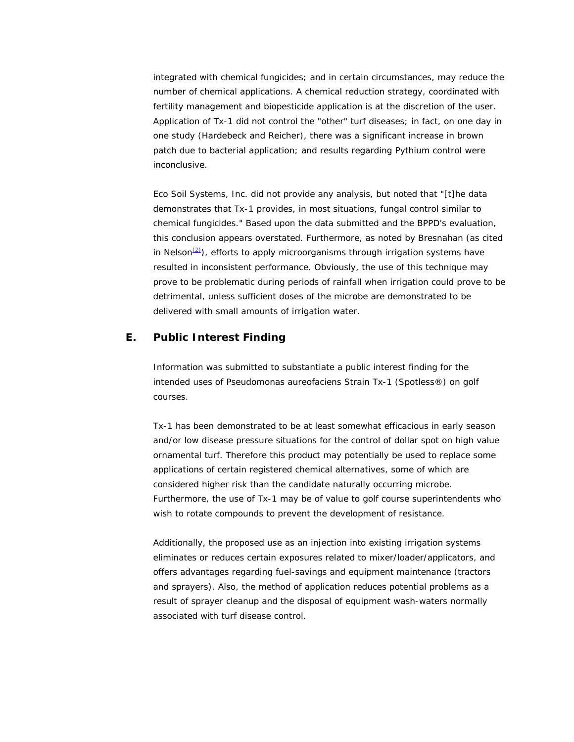integrated with chemical fungicides; and in certain circumstances, may reduce the number of chemical applications. A chemical reduction strategy, coordinated with fertility management and biopesticide application is at the discretion of the user. Application of Tx-1 did not control the "other" turf diseases; in fact, on one day in one study (Hardebeck and Reicher), there was a significant increase in brown patch due to bacterial application; and results regarding Pythium control were inconclusive.

Eco Soil Systems, Inc. did not provide any analysis, but noted that "[t]he data demonstrates that Tx-1 provides, in most situations, fungal control similar to chemical fungicides." Based upon the data submitted and the BPPD's evaluation, this conclusion appears overstated. Furthermore, as noted by Bresnahan (as cited in Nelson[(2)]), efforts to apply microorganisms through irrigation systems have resulted in inconsistent performance. Obviously, the use of this technique may prove to be problematic during periods of rainfall when irrigation could prove to be detrimental, unless sufficient doses of the microbe are demonstrated to be delivered with small amounts of irrigation water.

## E. Public Interest Finding

Information was submitted to substantiate a public interest finding for the intended uses of Pseudomonas aureofaciens Strain Tx-1 (Spotless®) on golf courses.

Tx-1 has been demonstrated to be at least somewhat efficacious in early season and/or low disease pressure situations for the control of dollar spot on high value ornamental turf. Therefore this product may potentially be used to replace some applications of certain registered chemical alternatives, some of which are considered higher risk than the candidate naturally occurring microbe. Furthermore, the use of Tx-1 may be of value to golf course superintendents who wish to rotate compounds to prevent the development of resistance.

Additionally, the proposed use as an injection into existing irrigation systems eliminates or reduces certain exposures related to mixer/loader/applicators, and offers advantages regarding fuel-savings and equipment maintenance (tractors and sprayers). Also, the method of application reduces potential problems as a result of sprayer cleanup and the disposal of equipment wash-waters normally associated with turf disease control.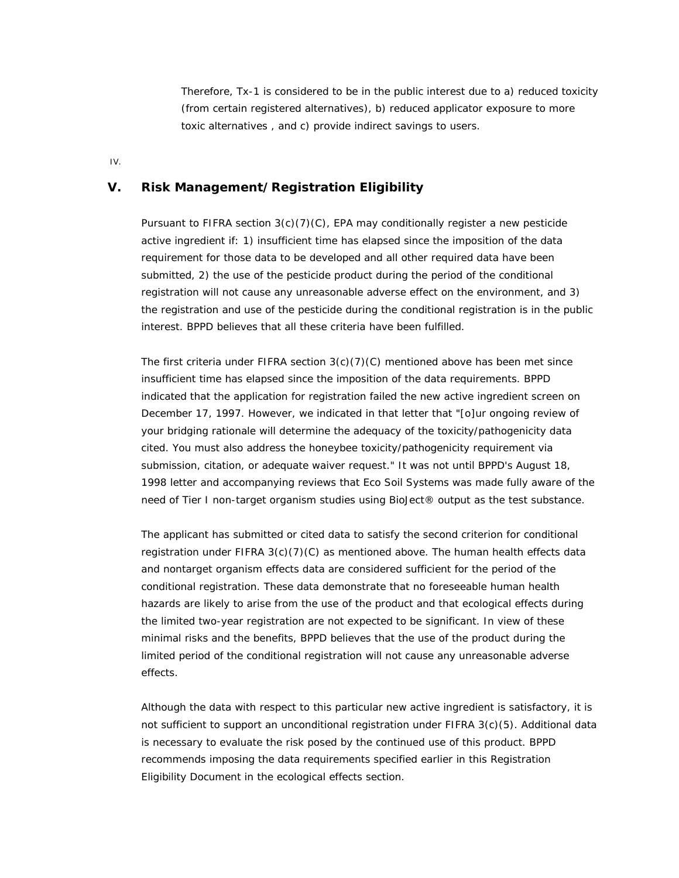Therefore, Tx-1 is considered to be in the public interest due to a) reduced toxicity (from certain registered alternatives), b) reduced applicator exposure to more toxic alternatives , and c) provide indirect savings to users.

IV.

## V. Risk Management/Registration Eligibility

Pursuant to FIFRA section 3(c)(7)(C), EPA may conditionally register a new pesticide active ingredient if: 1) insufficient time has elapsed since the imposition of the data requirement for those data to be developed and all other required data have been submitted, 2) the use of the pesticide product during the period of the conditional registration will not cause any unreasonable adverse effect on the environment, and 3) the registration and use of the pesticide during the conditional registration is in the public interest. BPPD believes that all these criteria have been fulfilled.

The first criteria under FIFRA section 3(c)(7)(C) mentioned above has been met since insufficient time has elapsed since the imposition of the data requirements. BPPD indicated that the application for registration failed the new active ingredient screen on December 17, 1997. However, we indicated in that letter that "[o]ur ongoing review of your bridging rationale will determine the adequacy of the toxicity/pathogenicity data cited. You must also address the honeybee toxicity/pathogenicity requirement via submission, citation, or adequate waiver request." It was not until BPPD's August 18, 1998 letter and accompanying reviews that Eco Soil Systems was made fully aware of the need of Tier I non-target organism studies using BioJect® output as the test substance.

The applicant has submitted or cited data to satisfy the second criterion for conditional registration under FIFRA 3(c)(7)(C) as mentioned above. The human health effects data and nontarget organism effects data are considered sufficient for the period of the conditional registration. These data demonstrate that no foreseeable human health hazards are likely to arise from the use of the product and that ecological effects during the limited two-year registration are not expected to be significant. In view of these minimal risks and the benefits, BPPD believes that the use of the product during the limited period of the conditional registration will not cause any unreasonable adverse effects.

Although the data with respect to this particular new active ingredient is satisfactory, it is not sufficient to support an unconditional registration under FIFRA 3(c)(5). Additional data is necessary to evaluate the risk posed by the continued use of this product. BPPD recommends imposing the data requirements specified earlier in this Registration Eligibility Document in the ecological effects section.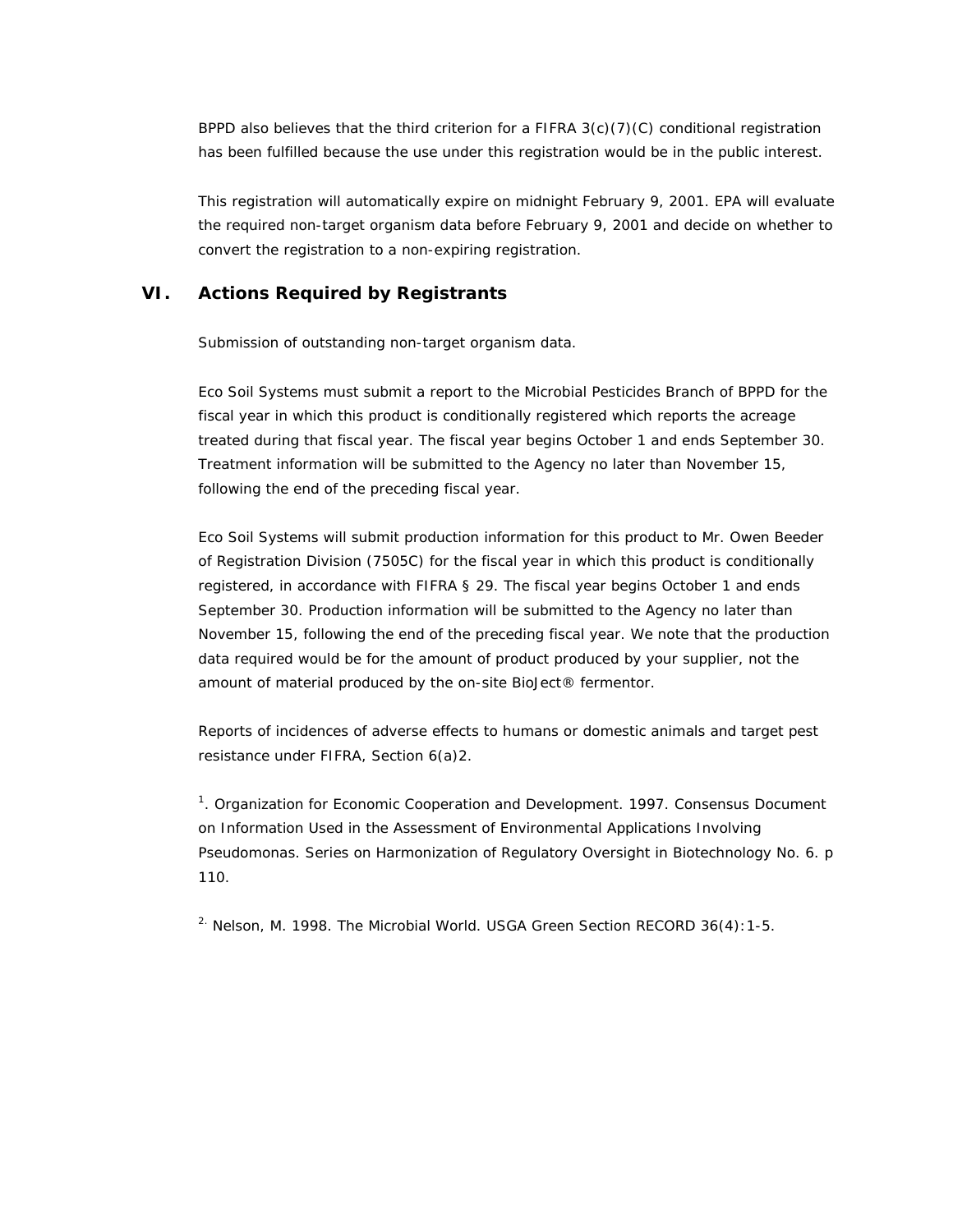BPPD also believes that the third criterion for a FIFRA 3(c)(7)(C) conditional registration has been fulfilled because the use under this registration would be in the public interest.

This registration will automatically expire on midnight February 9, 2001. EPA will evaluate the required non-target organism data before February 9, 2001 and decide on whether to convert the registration to a non-expiring registration.

## VI. Actions Required by Registrants

Submission of outstanding non-target organism data.

Eco Soil Systems must submit a report to the Microbial Pesticides Branch of BPPD for the fiscal year in which this product is conditionally registered which reports the acreage treated during that fiscal year. The fiscal year begins October 1 and ends September 30. Treatment information will be submitted to the Agency no later than November 15, following the end of the preceding fiscal year.

Eco Soil Systems will submit production information for this product to Mr. Owen Beeder of Registration Division (7505C) for the fiscal year in which this product is conditionally registered, in accordance with FIFRA § 29. The fiscal year begins October 1 and ends September 30. Production information will be submitted to the Agency no later than November 15, following the end of the preceding fiscal year. We note that the production data required would be for the amount of product produced by your supplier, not the amount of material produced by the on-site BioJect® fermentor.

Reports of incidences of adverse effects to humans or domestic animals and target pest resistance under FIFRA, Section 6(a)2.

[1]. Organization for Economic Cooperation and Development. 1997. Consensus Document on Information Used in the Assessment of Environmental Applications Involving Pseudomonas. Series on Harmonization of Regulatory Oversight in Biotechnology No. 6. p 110.

[2.] Nelson, M. 1998. The Microbial World. USGA Green Section RECORD 36(4):1-5.